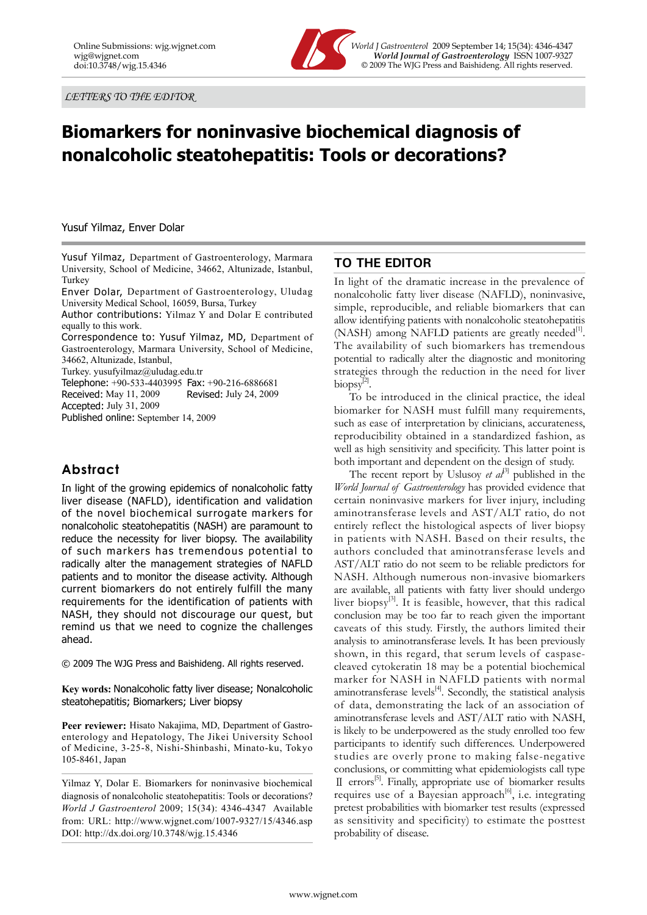LETTERS TO THE EDITOR

# Biomarkers for noninvasive biochemical diagnosis of nonalcoholic steatohepatitis: Tools or decorations?

Yusuf Yilmaz, Enver Dolar

Yusuf Yilmaz, Department of Gastroenterology, Marmara University, School of Medicine, 34662, Altunizade, Istanbul, Turkey

Enver Dolar, Department of Gastroenterology, Uludag University Medical School, 16059, Bursa, Turkey

Author contributions: Yilmaz Y and Dolar E contributed equally to this work.

Correspondence to: Yusuf Yilmaz, MD, Department of Gastroenterology, Marmara University, School of Medicine, 34662, Altunizade, Istanbul, Turkey. yusufyilmaz@uludag.edu.tr

Telephone: +90-533-4403995 Fax: +90-216-6886681

Received: May 11, 2009 Revised: July 24, 2009

Accepted: July 31, 2009

Published online: September 14, 2009

## Abstract

In light of the growing epidemics of nonalcoholic fatty liver disease (NAFLD), identification and validation of the novel biochemical surrogate markers for nonalcoholic steatohepatitis (NASH) are paramount to reduce the necessity for liver biopsy. The availability of such markers has tremendous potential to radically alter the management strategies of NAFLD patients and to monitor the disease activity. Although current biomarkers do not entirely fulfill the many requirements for the identification of patients with NASH, they should not discourage our quest, but remind us that we need to cognize the challenges ahead.

© 2009 The WJG Press and Baishideng. All rights reserved.

**Key words:** Nonalcoholic fatty liver disease; Nonalcoholic steatohepatitis; Biomarkers; Liver biopsy

**Peer reviewer:** Hisato Nakajima, MD, Department of Gastroenterology and Hepatology, The Jikei University School of Medicine, 3-25-8, Nishi-Shinbashi, Minato-ku, Tokyo 105-8461, Japan

Yilmaz Y, Dolar E. Biomarkers for noninvasive biochemical diagnosis of nonalcoholic steatohepatitis: Tools or decorations? *World J Gastroenterol* 2009; 15(34): 4346-4347 Available from: URL: http://www.wjgnet.com/1007-9327/15/4346.asp DOI: http://dx.doi.org/10.3748/wjg.15.4346

## TO THE EDITOR

In light of the dramatic increase in the prevalence of nonalcoholic fatty liver disease (NAFLD), noninvasive, simple, reproducible, and reliable biomarkers that can allow identifying patients with nonalcoholic steatohepatitis (NASH) among NAFLD patients are greatly needed[1]. The availability of such biomarkers has tremendous potential to radically alter the diagnostic and monitoring strategies through the reduction in the need for liver biopsy[2].

To be introduced in the clinical practice, the ideal biomarker for NASH must fulfill many requirements, such as ease of interpretation by clinicians, accurateness, reproducibility obtained in a standardized fashion, as well as high sensitivity and specificity. This latter point is both important and dependent on the design of study.

The recent report by Uslusoy *et al*[3] published in the *World Journal of Gastroenterology* has provided evidence that certain noninvasive markers for liver injury, including aminotransferase levels and AST/ALT ratio, do not entirely reflect the histological aspects of liver biopsy in patients with NASH. Based on their results, the authors concluded that aminotransferase levels and AST/ALT ratio do not seem to be reliable predictors for NASH. Although numerous non-invasive biomarkers are available, all patients with fatty liver should undergo liver biopsy[3]. It is feasible, however, that this radical conclusion may be too far to reach given the important caveats of this study. Firstly, the authors limited their analysis to aminotransferase levels. It has been previously shown, in this regard, that serum levels of caspase-cleaved cytokeratin 18 may be a potential biochemical marker for NASH in NAFLD patients with normal aminotransferase levels[4]. Secondly, the statistical analysis of data, demonstrating the lack of an association of aminotransferase levels and AST/ALT ratio with NASH, is likely to be underpowered as the study enrolled too few participants to identify such differences. Underpowered studies are overly prone to making false-negative conclusions, or committing what epidemiologists call type Ⅱ errors[5]. Finally, appropriate use of biomarker results requires use of a Bayesian approach[6], i.e. integrating pretest probabilities with biomarker test results (expressed as sensitivity and specificity) to estimate the posttest probability of disease.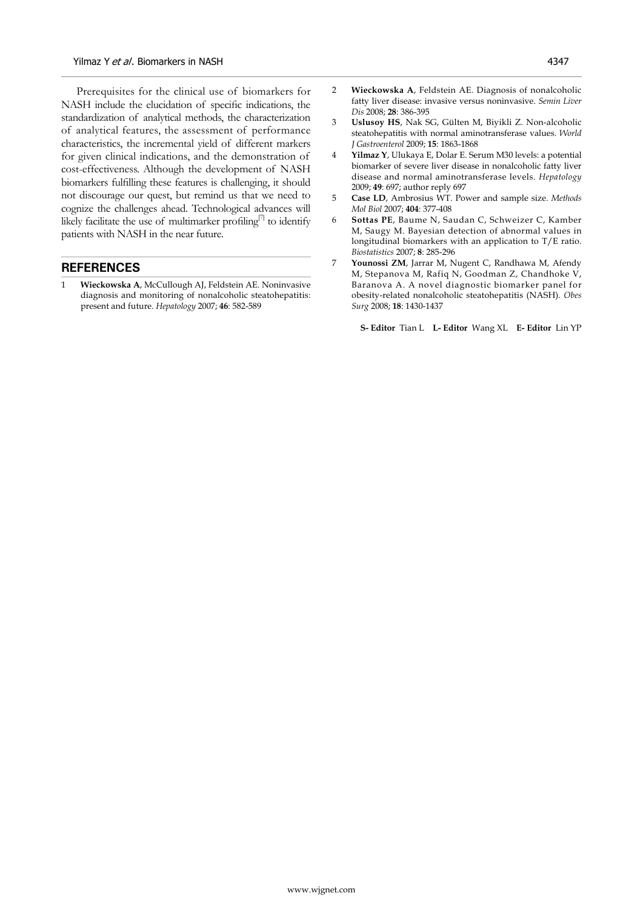Prerequisites for the clinical use of biomarkers for NASH include the elucidation of specific indications, the standardization of analytical methods, the characterization of analytical features, the assessment of performance characteristics, the incremental yield of different markers for given clinical indications, and the demonstration of cost-effectiveness. Although the development of NASH biomarkers fulfilling these features is challenging, it should not discourage our quest, but remind us that we need to cognize the challenges ahead. Technological advances will likely facilitate the use of multimarker profiling[7] to identify patients with NASH in the near future.

## REFERENCES

1. **Wieckowska A**, McCullough AJ, Feldstein AE. Noninvasive diagnosis and monitoring of nonalcoholic steatohepatitis: present and future. *Hepatology* 2007; **46**: 582-589
2. **Wieckowska A**, Feldstein AE. Diagnosis of nonalcoholic fatty liver disease: invasive versus noninvasive. *Semin Liver Dis* 2008; **28**: 386-395
3. **Uslusoy HS**, Nak SG, Gülten M, Biyikli Z. Non-alcoholic steatohepatitis with normal aminotransferase values. *World J Gastroenterol* 2009; **15**: 1863-1868
4. **Yilmaz Y**, Ulukaya E, Dolar E. Serum M30 levels: a potential biomarker of severe liver disease in nonalcoholic fatty liver disease and normal aminotransferase levels. *Hepatology* 2009; **49**: 697; author reply 697
5. **Case LD**, Ambrosius WT. Power and sample size. *Methods Mol Biol* 2007; **404**: 377-408
6. **Sottas PE**, Baume N, Saudan C, Schweizer C, Kamber M, Saugy M. Bayesian detection of abnormal values in longitudinal biomarkers with an application to T/E ratio. *Biostatistics* 2007; **8**: 285-296
7. **Younossi ZM**, Jarrar M, Nugent C, Randhawa M, Afendy M, Stepanova M, Rafiq N, Goodman Z, Chandhoke V, Baranova A. A novel diagnostic biomarker panel for obesity-related nonalcoholic steatohepatitis (NASH). *Obes Surg* 2008; **18**: 1430-1437

**S- Editor** Tian L **L- Editor** Wang XL **E- Editor** Lin YP